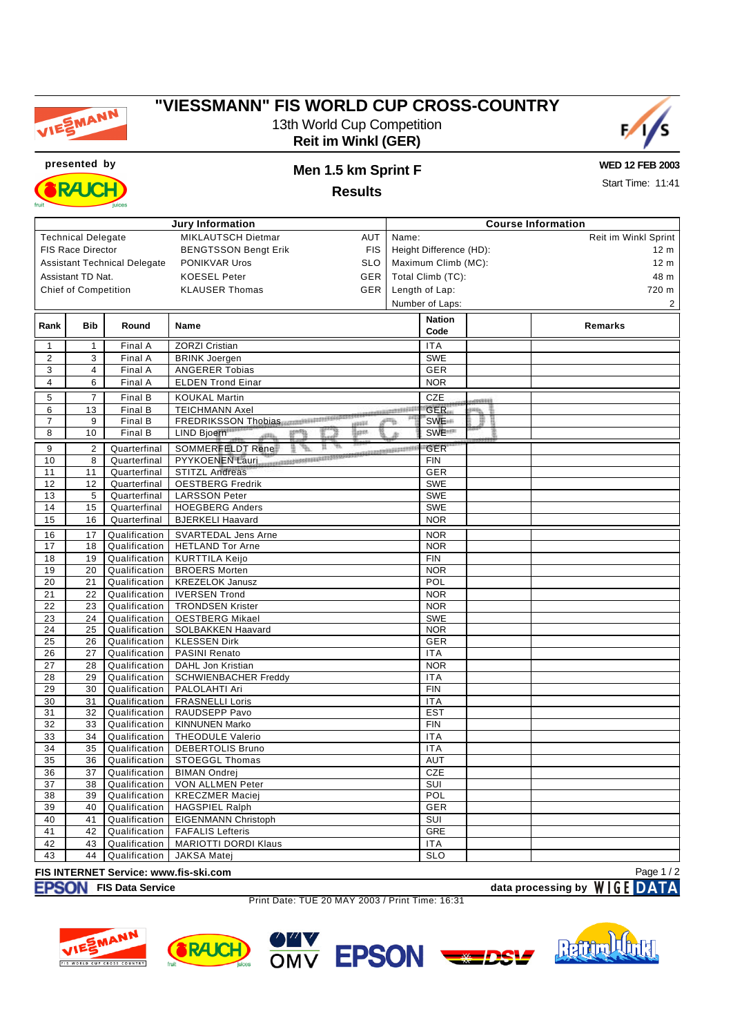# "VIESSMANN" FIS WORLD CUP CROSS-COUNTRY

13th World Cup Competition

**Reit im Winkl (GER)**

presented by

## Men 1.5 km Sprint F

## Results

**WED 12 FEB 2003**

Start Time: 11:41

| Jury Information | | |
|---|---|---|
| Technical Delegate | MIKLAUTSCH Dietmar | AUT |
| FIS Race Director | BENGTSSON Bengt Erik | FIS |
| Assistant Technical Delegate | PONIKVAR Uros | SLO |
| Assistant TD Nat. | KOESEL Peter | GER |
| Chief of Competition | KLAUSER Thomas | GER |

| Course Information | |
|---|---|
| Name: | Reit im Winkl Sprint |
| Height Difference (HD): | 12 m |
| Maximum Climb (MC): | 12 m |
| Total Climb (TC): | 48 m |
| Length of Lap: | 720 m |
| Number of Laps: | 2 |

| Rank | Bib | Round | Name | Nation Code | | Remarks |
|---|---|---|---|---|---|---|
| 1 | 1 | Final A | ZORZI Cristian | ITA | | |
| 2 | 3 | Final A | BRINK Joergen | SWE | | |
| 3 | 4 | Final A | ANGERER Tobias | GER | | |
| 4 | 6 | Final A | ELDEN Trond Einar | NOR | | |
| 5 | 7 | Final B | KOUKAL Martin | CZE | | |
| 6 | 13 | Final B | TEICHMANN Axel | GER | | |
| 7 | 9 | Final B | FREDRIKSSON Thobias | SWE | | |
| 8 | 10 | Final B | LIND Bjoern | SWE | | |
| 9 | 2 | Quarterfinal | SOMMERFELDT Rene | GER | | |
| 10 | 8 | Quarterfinal | PYYKOENEN Lauri | FIN | | |
| 11 | 11 | Quarterfinal | STITZL Andreas | GER | | |
| 12 | 12 | Quarterfinal | OESTBERG Fredrik | SWE | | |
| 13 | 5 | Quarterfinal | LARSSON Peter | SWE | | |
| 14 | 15 | Quarterfinal | HOEGBERG Anders | SWE | | |
| 15 | 16 | Quarterfinal | BJERKELI Haavard | NOR | | |
| 16 | 17 | Qualification | SVARTEDAL Jens Arne | NOR | | |
| 17 | 18 | Qualification | HETLAND Tor Arne | NOR | | |
| 18 | 19 | Qualification | KURTTILA Keijo | FIN | | |
| 19 | 20 | Qualification | BROERS Morten | NOR | | |
| 20 | 21 | Qualification | KREZELOK Janusz | POL | | |
| 21 | 22 | Qualification | IVERSEN Trond | NOR | | |
| 22 | 23 | Qualification | TRONDSEN Krister | NOR | | |
| 23 | 24 | Qualification | OESTBERG Mikael | SWE | | |
| 24 | 25 | Qualification | SOLBAKKEN Haavard | NOR | | |
| 25 | 26 | Qualification | KLESSEN Dirk | GER | | |
| 26 | 27 | Qualification | PASINI Renato | ITA | | |
| 27 | 28 | Qualification | DAHL Jon Kristian | NOR | | |
| 28 | 29 | Qualification | SCHWIENBACHER Freddy | ITA | | |
| 29 | 30 | Qualification | PALOLAHTI Ari | FIN | | |
| 30 | 31 | Qualification | FRASNELLI Loris | ITA | | |
| 31 | 32 | Qualification | RAUDSEPP Pavo | EST | | |
| 32 | 33 | Qualification | KINNUNEN Marko | FIN | | |
| 33 | 34 | Qualification | THEODULE Valerio | ITA | | |
| 34 | 35 | Qualification | DEBERTOLIS Bruno | ITA | | |
| 35 | 36 | Qualification | STOEGGL Thomas | AUT | | |
| 36 | 37 | Qualification | BIMAN Ondrej | CZE | | |
| 37 | 38 | Qualification | VON ALLMEN Peter | SUI | | |
| 38 | 39 | Qualification | KRECZMER Maciej | POL | | |
| 39 | 40 | Qualification | HAGSPIEL Ralph | GER | | |
| 40 | 41 | Qualification | EIGENMANN Christoph | SUI | | |
| 41 | 42 | Qualification | FAFALIS Lefteris | GRE | | |
| 42 | 43 | Qualification | MARIOTTI DORDI Klaus | ITA | | |
| 43 | 44 | Qualification | JAKSA Matej | SLO | | |

CORRECTED

FIS INTERNET Service: www.fis-ski.com

FIS Data Service — data processing by WIGE DATA

Print Date: TUE 20 MAY 2003 / Print Time: 16:31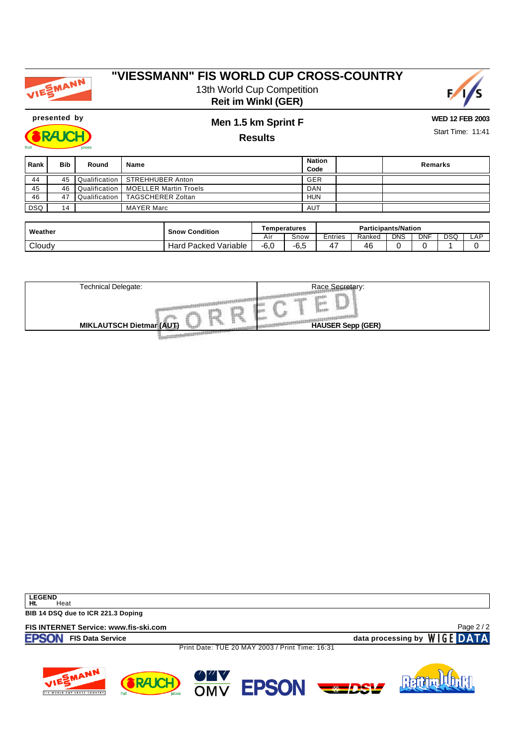# "VIESSMANN" FIS WORLD CUP CROSS-COUNTRY

13th World Cup Competition

**Reit im Winkl (GER)**

**presented by**

## Men 1.5 km Sprint F

## Results

**WED 12 FEB 2003**

Start Time: 11:41

| Rank | Bib | Round | Name | Nation Code | | Remarks |
|---|---|---|---|---|---|---|
| 44 | 45 | Qualification | STREHHUBER Anton | GER | | |
| 45 | 46 | Qualification | MOELLER Martin Troels | DAN | | |
| 46 | 47 | Qualification | TAGSCHERER Zoltan | HUN | | |
| DSQ | 14 | | MAYER Marc | AUT | | |

| Weather | Snow Condition | Temperatures | | Participants/Nation | | | | | |
|---|---|---|---|---|---|---|---|---|---|
| | | Air | Snow | Entries | Ranked | DNS | DNF | DSQ | LAP |
| Cloudy | Hard Packed Variable | -6,0 | -6,5 | 47 | 46 | 0 | 0 | 1 | 0 |

| Technical Delegate: | Race Secretary: |
|---|---|
| **MIKLAUTSCH Dietmar (AUT)** | **HAUSER Sepp (GER)** |

CORRECTED

**LEGEND**
**Ht.** Heat

**BIB 14 DSQ due to ICR 221.3 Doping**

**FIS INTERNET Service: www.fis-ski.com**

**EPSON FIS Data Service** **data processing by WIGE DATA**

Print Date: TUE 20 MAY 2003 / Print Time: 16:31